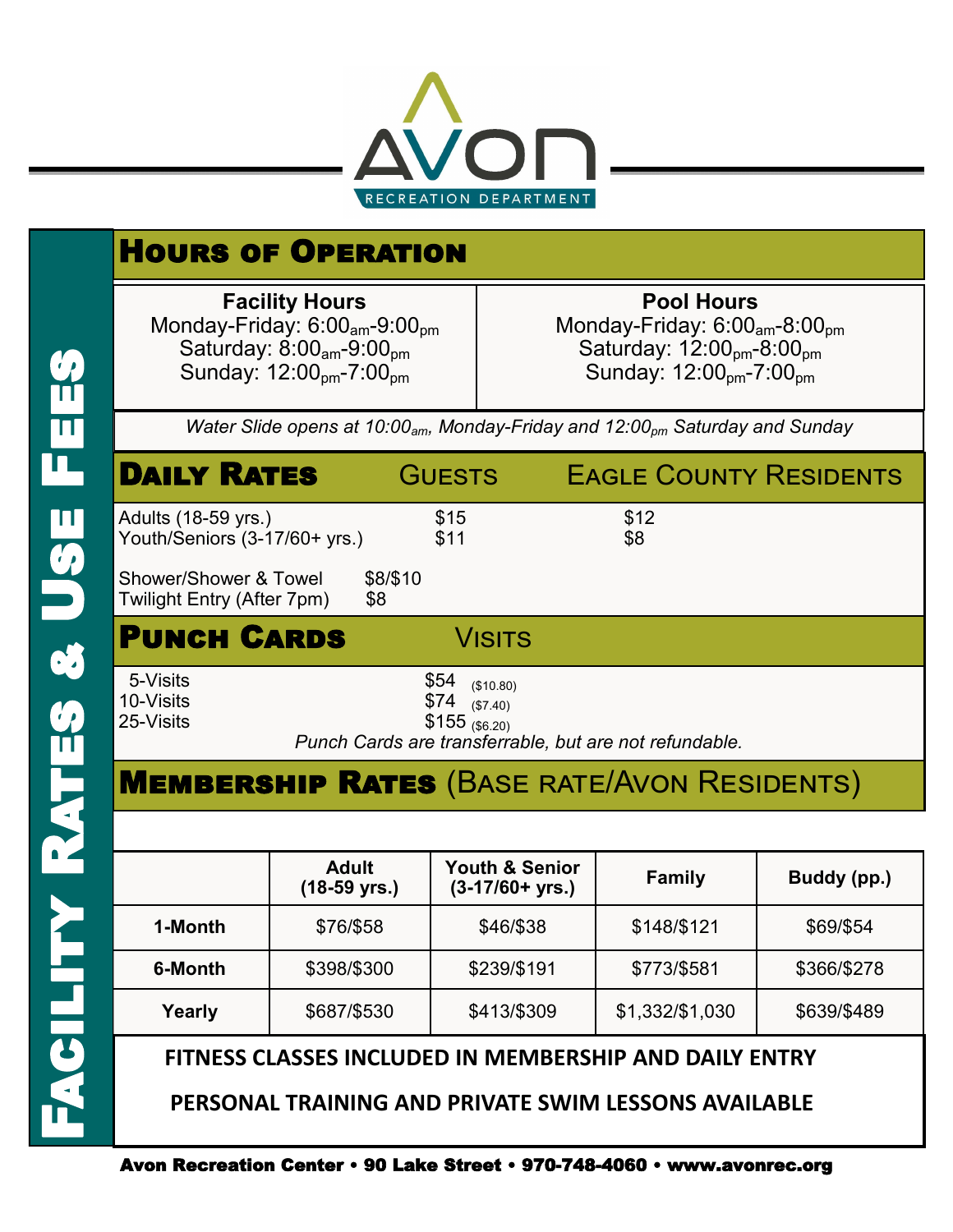# AVON RECREATION DEPARTMENT

# Facility Rates & Use Fees

## Hours of Operation

| Facility Hours | Pool Hours |
| --- | --- |
| Monday-Friday: 6:00am-9:00pm | Monday-Friday: 6:00am-8:00pm |
| Saturday: 8:00am-9:00pm | Saturday: 12:00pm-8:00pm |
| Sunday: 12:00pm-7:00pm | Sunday: 12:00pm-7:00pm |

*Water Slide opens at 10:00am, Monday-Friday and 12:00pm Saturday and Sunday*

## Daily Rates

| | Guests | Eagle County Residents |
| --- | --- | --- |
| Adults (18-59 yrs.) | $15 | $12 |
| Youth/Seniors (3-17/60+ yrs.) | $11 | $8 |

Shower/Shower & Towel $8/$10

Twilight Entry (After 7pm) $8

## Punch Cards

| | Visits |
| --- | --- |
| 5-Visits | $54 ($10.80) |
| 10-Visits | $74 ($7.40) |
| 25-Visits | $155 ($6.20) |

*Punch Cards are transferrable, but are not refundable.*

## Membership Rates (Base rate/Avon Residents)

| | Adult (18-59 yrs.) | Youth & Senior (3-17/60+ yrs.) | Family | Buddy (pp.) |
| --- | --- | --- | --- | --- |
| **1-Month** | $76/$58 | $46/$38 | $148/$121 | $69/$54 |
| **6-Month** | $398/$300 | $239/$191 | $773/$581 | $366/$278 |
| **Yearly** | $687/$530 | $413/$309 | $1,332/$1,030 | $639/$489 |

**FITNESS CLASSES INCLUDED IN MEMBERSHIP AND DAILY ENTRY**

**PERSONAL TRAINING AND PRIVATE SWIM LESSONS AVAILABLE**

**Avon Recreation Center • 90 Lake Street • 970-748-4060 • www.avonrec.org**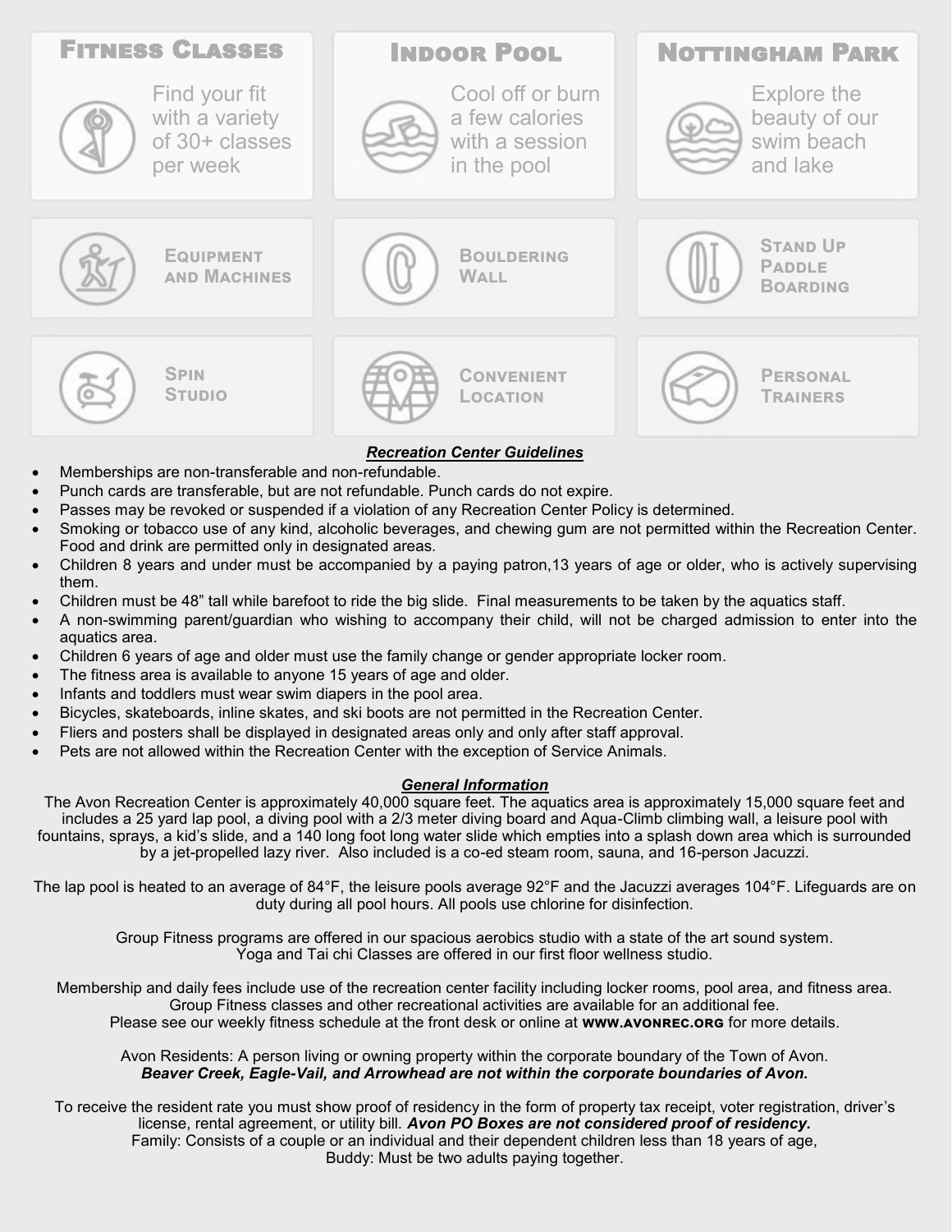## Fitness Classes

Find your fit with a variety of 30+ classes per week

## Indoor Pool

Cool off or burn a few calories with a session in the pool

## Nottingham Park

Explore the beauty of our swim beach and lake

**Equipment and Machines**

**Bouldering Wall**

**Stand Up Paddle Boarding**

**Spin Studio**

**Convenient Location**

**Personal Trainers**

### ***Recreation Center Guidelines***

- Memberships are non-transferable and non-refundable.
- Punch cards are transferable, but are not refundable. Punch cards do not expire.
- Passes may be revoked or suspended if a violation of any Recreation Center Policy is determined.
- Smoking or tobacco use of any kind, alcoholic beverages, and chewing gum are not permitted within the Recreation Center. Food and drink are permitted only in designated areas.
- Children 8 years and under must be accompanied by a paying patron,13 years of age or older, who is actively supervising them.
- Children must be 48" tall while barefoot to ride the big slide. Final measurements to be taken by the aquatics staff.
- A non-swimming parent/guardian who wishing to accompany their child, will not be charged admission to enter into the aquatics area.
- Children 6 years of age and older must use the family change or gender appropriate locker room.
- The fitness area is available to anyone 15 years of age and older.
- Infants and toddlers must wear swim diapers in the pool area.
- Bicycles, skateboards, inline skates, and ski boots are not permitted in the Recreation Center.
- Fliers and posters shall be displayed in designated areas only and only after staff approval.
- Pets are not allowed within the Recreation Center with the exception of Service Animals.

### ***General Information***

The Avon Recreation Center is approximately 40,000 square feet. The aquatics area is approximately 15,000 square feet and includes a 25 yard lap pool, a diving pool with a 2/3 meter diving board and Aqua-Climb climbing wall, a leisure pool with fountains, sprays, a kid's slide, and a 140 long foot long water slide which empties into a splash down area which is surrounded by a jet-propelled lazy river. Also included is a co-ed steam room, sauna, and 16-person Jacuzzi.

The lap pool is heated to an average of 84°F, the leisure pools average 92°F and the Jacuzzi averages 104°F. Lifeguards are on duty during all pool hours. All pools use chlorine for disinfection.

Group Fitness programs are offered in our spacious aerobics studio with a state of the art sound system. Yoga and Tai chi Classes are offered in our first floor wellness studio.

Membership and daily fees include use of the recreation center facility including locker rooms, pool area, and fitness area. Group Fitness classes and other recreational activities are available for an additional fee. Please see our weekly fitness schedule at the front desk or online at **WWW.AVONREC.ORG** for more details.

Avon Residents: A person living or owning property within the corporate boundary of the Town of Avon.
***Beaver Creek, Eagle-Vail, and Arrowhead are not within the corporate boundaries of Avon.***

To receive the resident rate you must show proof of residency in the form of property tax receipt, voter registration, driver's license, rental agreement, or utility bill. ***Avon PO Boxes are not considered proof of residency.***
Family: Consists of a couple or an individual and their dependent children less than 18 years of age,
Buddy: Must be two adults paying together.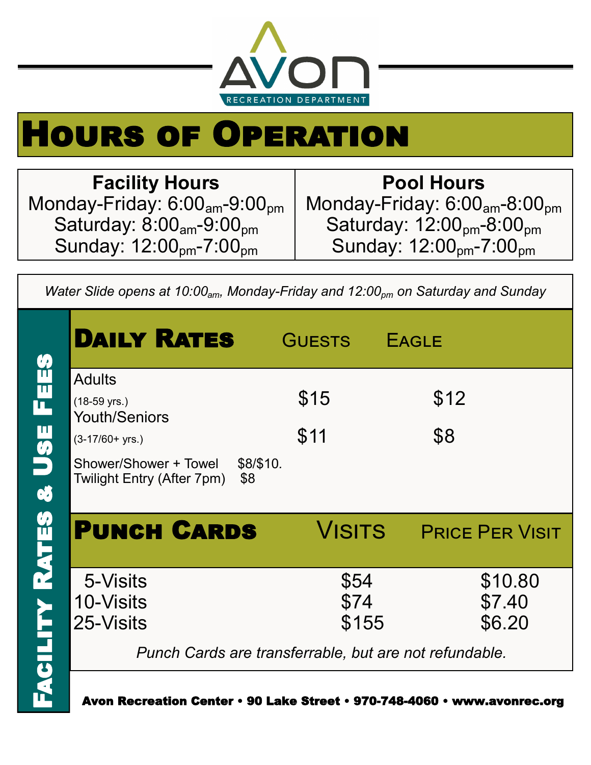AVON RECREATION DEPARTMENT

# Hours of Operation

| Facility Hours | Pool Hours |
|---|---|
| Monday-Friday: 6:00am-9:00pm | Monday-Friday: 6:00am-8:00pm |
| Saturday: 8:00am-9:00pm | Saturday: 12:00pm-8:00pm |
| Sunday: 12:00pm-7:00pm | Sunday: 12:00pm-7:00pm |

*Water Slide opens at 10:00am, Monday-Friday and 12:00pm on Saturday and Sunday*

## Facility Rates & Use Fees

| Daily Rates | Guests | Eagle |
|---|---|---|
| Adults (18-59 yrs.) | $15 | $12 |
| Youth/Seniors (3-17/60+ yrs.) | $11 | $8 |

Shower/Shower + Towel $8/$10.
Twilight Entry (After 7pm) $8

| Punch Cards | Visits | Price Per Visit |
|---|---|---|
| 5-Visits | $54 | $10.80 |
| 10-Visits | $74 | $7.40 |
| 25-Visits | $155 | $6.20 |

*Punch Cards are transferrable, but are not refundable.*

**Avon Recreation Center • 90 Lake Street • 970-748-4060 • www.avonrec.org**